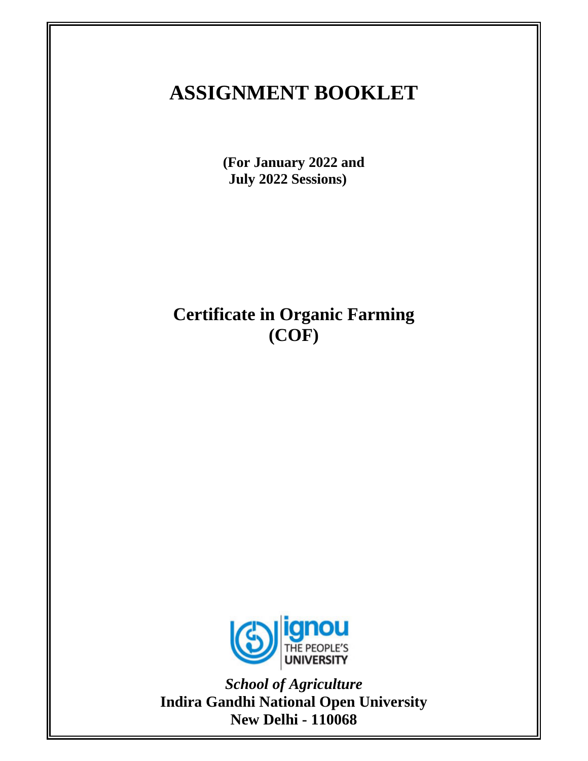# ASSIGNMENT BOOKLET

**(For January 2022 and July 2022 Sessions)**

## Certificate in Organic Farming (COF)

ignou THE PEOPLE'S UNIVERSITY

*School of Agriculture*

**Indira Gandhi National Open University**

**New Delhi - 110068**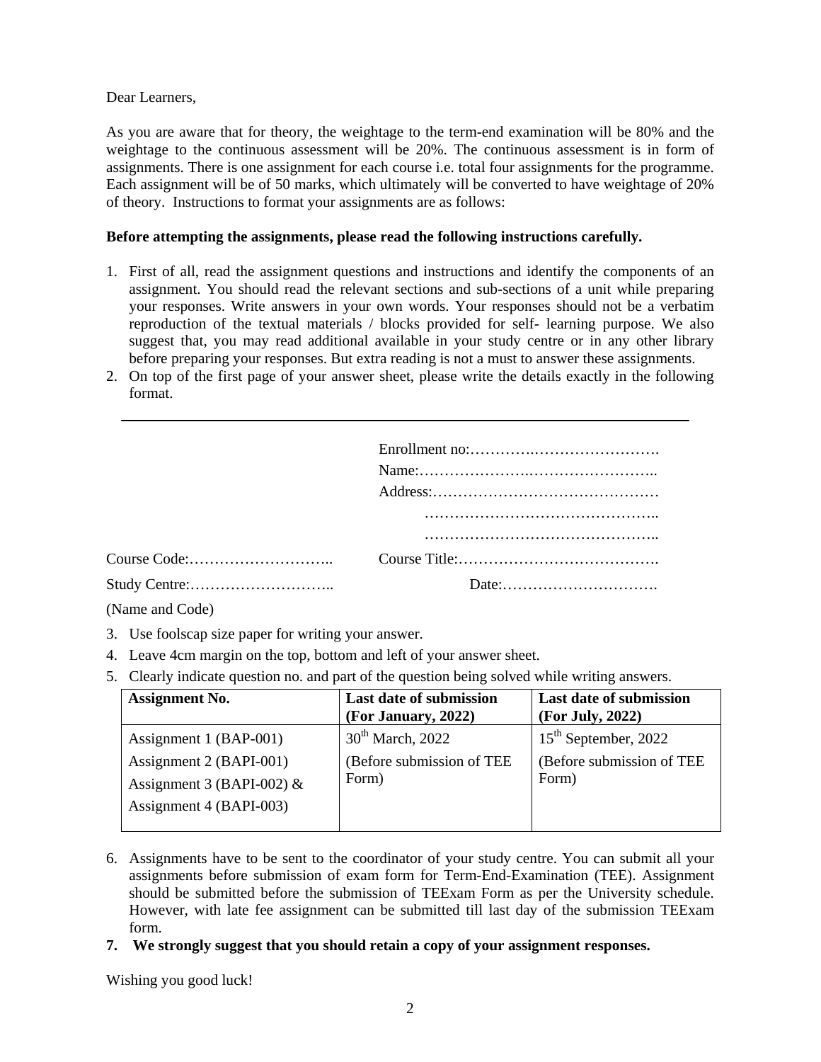Dear Learners,

As you are aware that for theory, the weightage to the term-end examination will be 80% and the weightage to the continuous assessment will be 20%. The continuous assessment is in form of assignments. There is one assignment for each course i.e. total four assignments for the programme. Each assignment will be of 50 marks, which ultimately will be converted to have weightage of 20% of theory. Instructions to format your assignments are as follows:

**Before attempting the assignments, please read the following instructions carefully.**

1. First of all, read the assignment questions and instructions and identify the components of an assignment. You should read the relevant sections and sub-sections of a unit while preparing your responses. Write answers in your own words. Your responses should not be a verbatim reproduction of the textual materials / blocks provided for self- learning purpose. We also suggest that, you may read additional available in your study centre or in any other library before preparing your responses. But extra reading is not a must to answer these assignments.
2. On top of the first page of your answer sheet, please write the details exactly in the following format.

---

Enrollment no:…………………………………….

Name:……………………………………………..

Address:…………………………………………

………………………………………………..

………………………………………………..

Course Code:……………………….. Course Title:………………………………….

Study Centre:……………………….. Date:………………………….

(Name and Code)

3. Use foolscap size paper for writing your answer.
4. Leave 4cm margin on the top, bottom and left of your answer sheet.
5. Clearly indicate question no. and part of the question being solved while writing answers.

| **Assignment No.** | **Last date of submission (For January, 2022)** | **Last date of submission (For July, 2022)** |
|---|---|---|
| Assignment 1 (BAP-001)<br>Assignment 2 (BAPI-001)<br>Assignment 3 (BAPI-002) &<br>Assignment 4 (BAPI-003) | 30th March, 2022<br>(Before submission of TEE Form) | 15th September, 2022<br>(Before submission of TEE Form) |

6. Assignments have to be sent to the coordinator of your study centre. You can submit all your assignments before submission of exam form for Term-End-Examination (TEE). Assignment should be submitted before the submission of TEExam Form as per the University schedule. However, with late fee assignment can be submitted till last day of the submission TEExam form.
7. **We strongly suggest that you should retain a copy of your assignment responses.**

Wishing you good luck!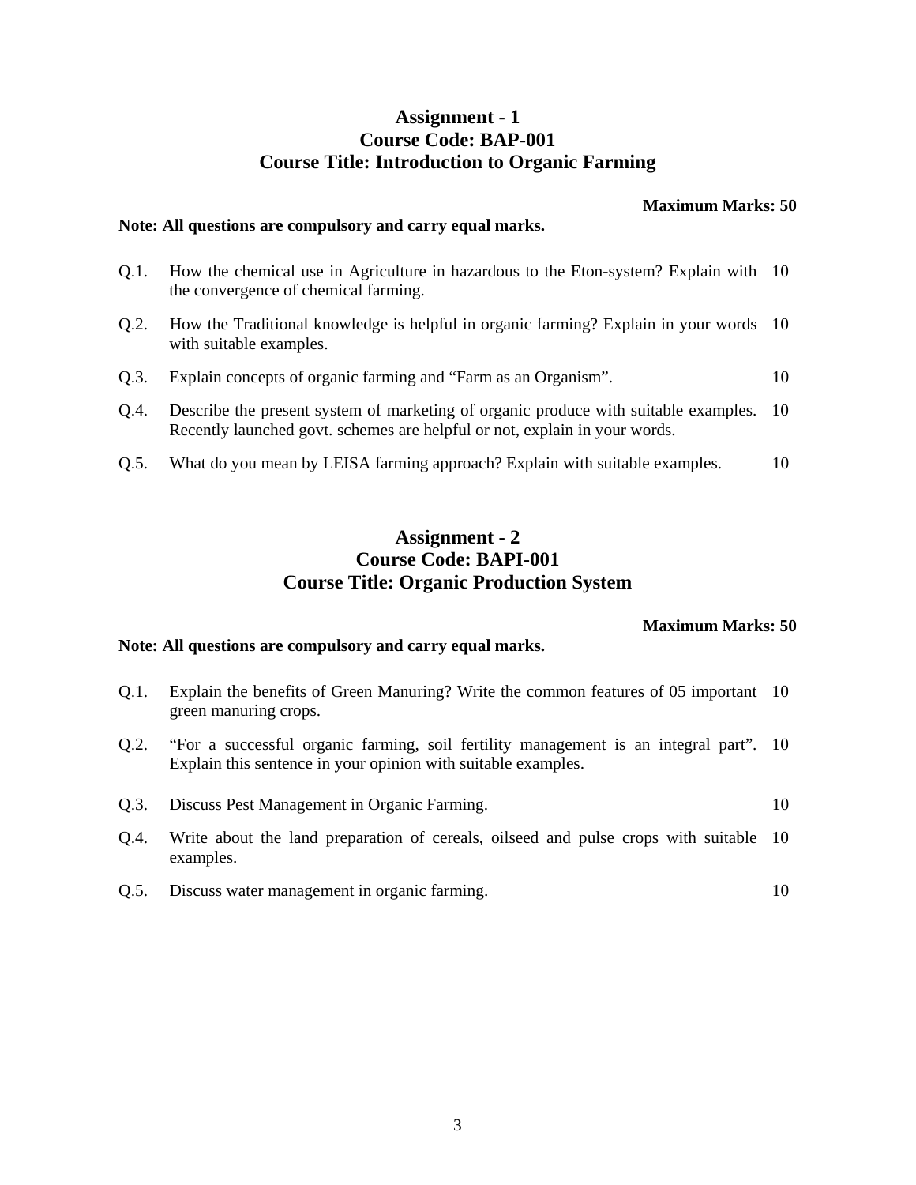## Assignment - 1
## Course Code: BAP-001
## Course Title: Introduction to Organic Farming

**Maximum Marks: 50**

**Note: All questions are compulsory and carry equal marks.**

| | | |
|---|---|---|
| Q.1. | How the chemical use in Agriculture in hazardous to the Eton-system? Explain with the convergence of chemical farming. | 10 |
| Q.2. | How the Traditional knowledge is helpful in organic farming? Explain in your words with suitable examples. | 10 |
| Q.3. | Explain concepts of organic farming and "Farm as an Organism". | 10 |
| Q.4. | Describe the present system of marketing of organic produce with suitable examples. Recently launched govt. schemes are helpful or not, explain in your words. | 10 |
| Q.5. | What do you mean by LEISA farming approach? Explain with suitable examples. | 10 |

## Assignment - 2
## Course Code: BAPI-001
## Course Title: Organic Production System

**Maximum Marks: 50**

**Note: All questions are compulsory and carry equal marks.**

| | | |
|---|---|---|
| Q.1. | Explain the benefits of Green Manuring? Write the common features of 05 important green manuring crops. | 10 |
| Q.2. | "For a successful organic farming, soil fertility management is an integral part". Explain this sentence in your opinion with suitable examples. | 10 |
| Q.3. | Discuss Pest Management in Organic Farming. | 10 |
| Q.4. | Write about the land preparation of cereals, oilseed and pulse crops with suitable examples. | 10 |
| Q.5. | Discuss water management in organic farming. | 10 |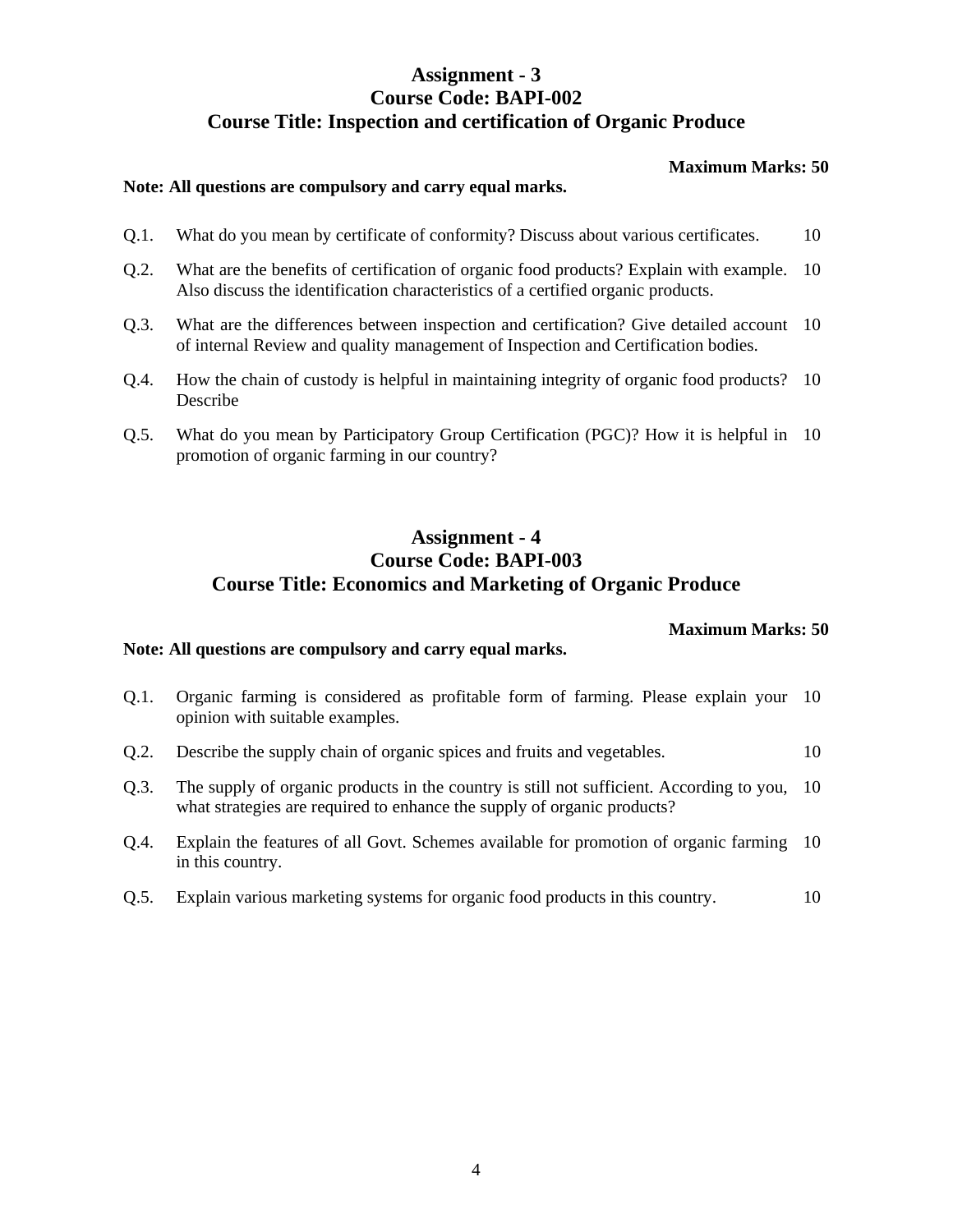## Assignment - 3
## Course Code: BAPI-002
## Course Title: Inspection and certification of Organic Produce

**Maximum Marks: 50**

**Note: All questions are compulsory and carry equal marks.**

| | | |
|---|---|---|
| Q.1. | What do you mean by certificate of conformity? Discuss about various certificates. | 10 |
| Q.2. | What are the benefits of certification of organic food products? Explain with example. Also discuss the identification characteristics of a certified organic products. | 10 |
| Q.3. | What are the differences between inspection and certification? Give detailed account of internal Review and quality management of Inspection and Certification bodies. | 10 |
| Q.4. | How the chain of custody is helpful in maintaining integrity of organic food products? Describe | 10 |
| Q.5. | What do you mean by Participatory Group Certification (PGC)? How it is helpful in promotion of organic farming in our country? | 10 |

## Assignment - 4
## Course Code: BAPI-003
## Course Title: Economics and Marketing of Organic Produce

**Maximum Marks: 50**

**Note: All questions are compulsory and carry equal marks.**

| | | |
|---|---|---|
| Q.1. | Organic farming is considered as profitable form of farming. Please explain your opinion with suitable examples. | 10 |
| Q.2. | Describe the supply chain of organic spices and fruits and vegetables. | 10 |
| Q.3. | The supply of organic products in the country is still not sufficient. According to you, what strategies are required to enhance the supply of organic products? | 10 |
| Q.4. | Explain the features of all Govt. Schemes available for promotion of organic farming in this country. | 10 |
| Q.5. | Explain various marketing systems for organic food products in this country. | 10 |